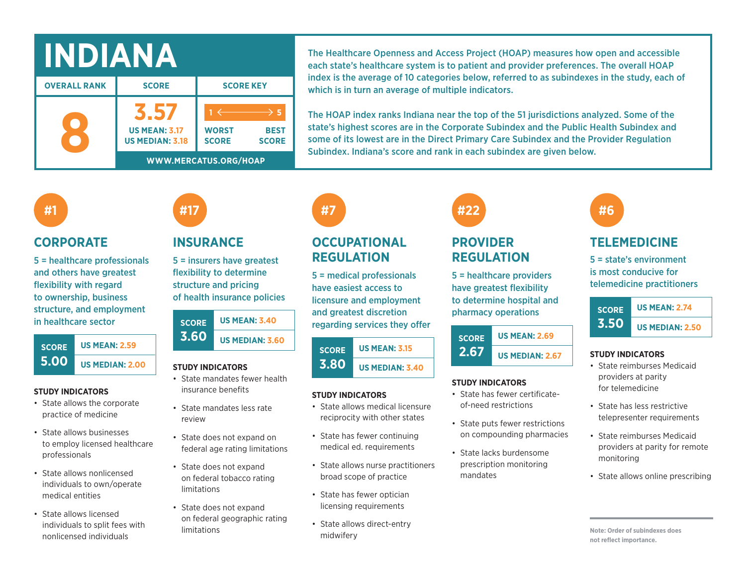# INDIANA

| OVERALL RANK | SCORE | SCORE KEY |
|---|---|---|
| 8 | 3.57<br>US MEAN: 3.17<br>US MEDIAN: 3.18 | 1 ⟵⟶ 5<br>WORST SCORE — BEST SCORE |

WWW.MERCATUS.ORG/HOAP

The Healthcare Openness and Access Project (HOAP) measures how open and accessible each state's healthcare system is to patient and provider preferences. The overall HOAP index is the average of 10 categories below, referred to as subindexes in the study, each of which is in turn an average of multiple indicators.

The HOAP index ranks Indiana near the top of the 51 jurisdictions analyzed. Some of the state's highest scores are in the Corporate Subindex and the Public Health Subindex and some of its lowest are in the Direct Primary Care Subindex and the Provider Regulation Subindex. Indiana's score and rank in each subindex are given below.

## #1 CORPORATE

5 = healthcare professionals and others have greatest flexibility with regard to ownership, business structure, and employment in healthcare sector

| SCORE | |
|---|---|
| 5.00 | US MEAN: 2.59 |
| | US MEDIAN: 2.00 |

**STUDY INDICATORS**

- State allows the corporate practice of medicine
- State allows businesses to employ licensed healthcare professionals
- State allows nonlicensed individuals to own/operate medical entities
- State allows licensed individuals to split fees with nonlicensed individuals

## #17 INSURANCE

5 = insurers have greatest flexibility to determine structure and pricing of health insurance policies

| SCORE | |
|---|---|
| 3.60 | US MEAN: 3.40 |
| | US MEDIAN: 3.60 |

**STUDY INDICATORS**

- State mandates fewer health insurance benefits
- State mandates less rate review
- State does not expand on federal age rating limitations
- State does not expand on federal tobacco rating limitations
- State does not expand on federal geographic rating limitations

## #7 OCCUPATIONAL REGULATION

5 = medical professionals have easiest access to licensure and employment and greatest discretion regarding services they offer

| SCORE | |
|---|---|
| 3.80 | US MEAN: 3.15 |
| | US MEDIAN: 3.40 |

**STUDY INDICATORS**

- State allows medical licensure reciprocity with other states
- State has fewer continuing medical ed. requirements
- State allows nurse practitioners broad scope of practice
- State has fewer optician licensing requirements
- State allows direct-entry midwifery

## #22 PROVIDER REGULATION

5 = healthcare providers have greatest flexibility to determine hospital and pharmacy operations

| SCORE | |
|---|---|
| 2.67 | US MEAN: 2.69 |
| | US MEDIAN: 2.67 |

**STUDY INDICATORS**

- State has fewer certificate-of-need restrictions
- State puts fewer restrictions on compounding pharmacies
- State lacks burdensome prescription monitoring mandates

## #6 TELEMEDICINE

5 = state's environment is most conducive for telemedicine practitioners

| SCORE | |
|---|---|
| 3.50 | US MEAN: 2.74 |
| | US MEDIAN: 2.50 |

**STUDY INDICATORS**

- State reimburses Medicaid providers at parity for telemedicine
- State has less restrictive telepresenter requirements
- State reimburses Medicaid providers at parity for remote monitoring
- State allows online prescribing

Note: Order of subindexes does not reflect importance.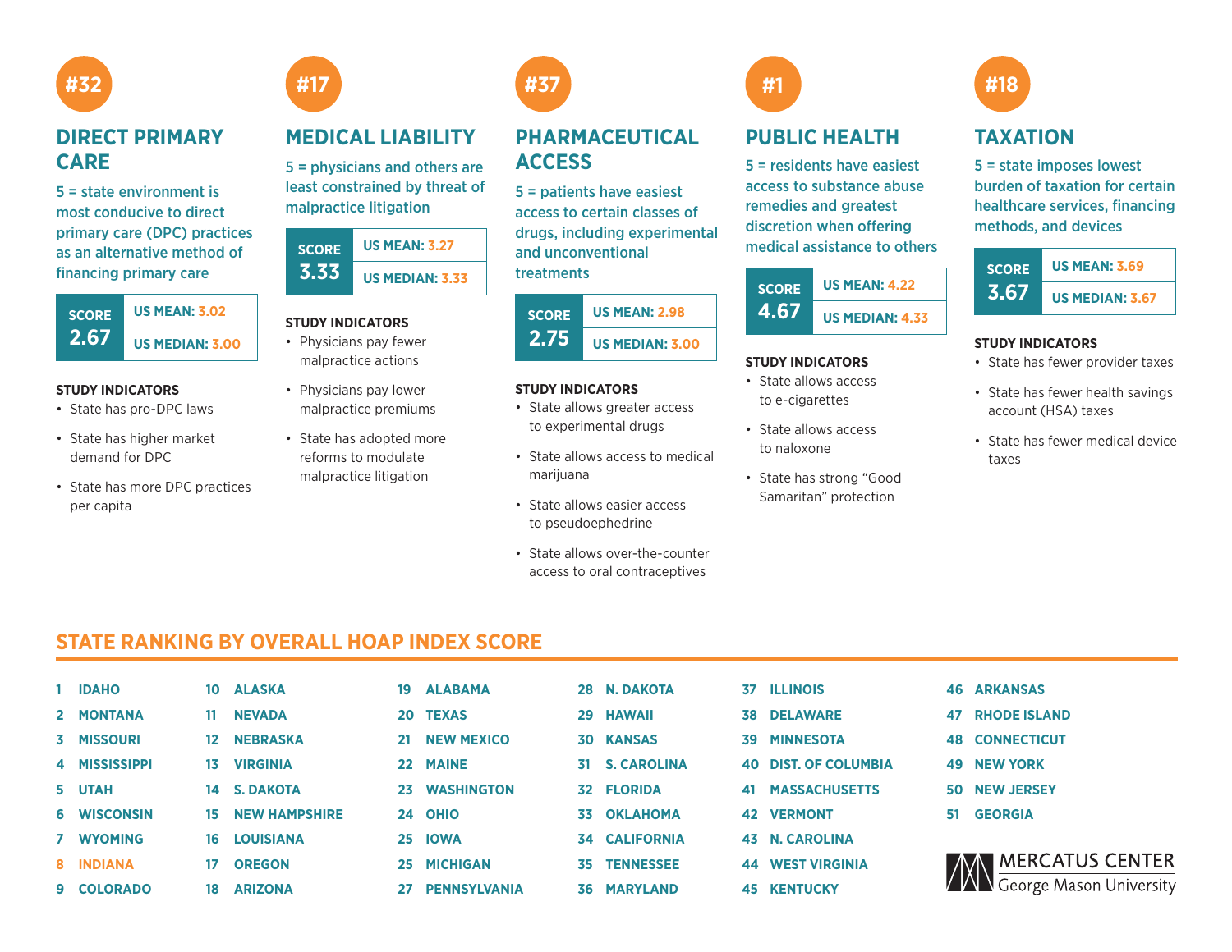#32

## DIRECT PRIMARY CARE

5 = state environment is most conducive to direct primary care (DPC) practices as an alternative method of financing primary care

| SCORE 2.67 | US MEAN: 3.02 |
|---|---|
| | US MEDIAN: 3.00 |

**STUDY INDICATORS**

- State has pro-DPC laws
- State has higher market demand for DPC
- State has more DPC practices per capita

#17

## MEDICAL LIABILITY

5 = physicians and others are least constrained by threat of malpractice litigation

| SCORE 3.33 | US MEAN: 3.27 |
|---|---|
| | US MEDIAN: 3.33 |

**STUDY INDICATORS**

- Physicians pay fewer malpractice actions
- Physicians pay lower malpractice premiums
- State has adopted more reforms to modulate malpractice litigation

#37

## PHARMACEUTICAL ACCESS

5 = patients have easiest access to certain classes of drugs, including experimental and unconventional treatments

| SCORE 2.75 | US MEAN: 2.98 |
|---|---|
| | US MEDIAN: 3.00 |

**STUDY INDICATORS**

- State allows greater access to experimental drugs
- State allows access to medical marijuana
- State allows easier access to pseudoephedrine
- State allows over-the-counter access to oral contraceptives

#1

## PUBLIC HEALTH

5 = residents have easiest access to substance abuse remedies and greatest discretion when offering medical assistance to others

| SCORE 4.67 | US MEAN: 4.22 |
|---|---|
| | US MEDIAN: 4.33 |

**STUDY INDICATORS**

- State allows access to e-cigarettes
- State allows access to naloxone
- State has strong "Good Samaritan" protection

#18

## TAXATION

5 = state imposes lowest burden of taxation for certain healthcare services, financing methods, and devices

| SCORE 3.67 | US MEAN: 3.69 |
|---|---|
| | US MEDIAN: 3.67 |

**STUDY INDICATORS**

- State has fewer provider taxes
- State has fewer health savings account (HSA) taxes
- State has fewer medical device taxes

## STATE RANKING BY OVERALL HOAP INDEX SCORE

1 IDAHO
2 MONTANA
3 MISSOURI
4 MISSISSIPPI
5 UTAH
6 WISCONSIN
7 WYOMING
8 INDIANA
9 COLORADO
10 ALASKA
11 NEVADA
12 NEBRASKA
13 VIRGINIA
14 S. DAKOTA
15 NEW HAMPSHIRE
16 LOUISIANA
17 OREGON
18 ARIZONA
19 ALABAMA
20 TEXAS
21 NEW MEXICO
22 MAINE
23 WASHINGTON
24 OHIO
25 IOWA
25 MICHIGAN
27 PENNSYLVANIA
28 N. DAKOTA
29 HAWAII
30 KANSAS
31 S. CAROLINA
32 FLORIDA
33 OKLAHOMA
34 CALIFORNIA
35 TENNESSEE
36 MARYLAND
37 ILLINOIS
38 DELAWARE
39 MINNESOTA
40 DIST. OF COLUMBIA
41 MASSACHUSETTS
42 VERMONT
43 N. CAROLINA
44 WEST VIRGINIA
45 KENTUCKY
46 ARKANSAS
47 RHODE ISLAND
48 CONNECTICUT
49 NEW YORK
50 NEW JERSEY
51 GEORGIA

MERCATUS CENTER
George Mason University